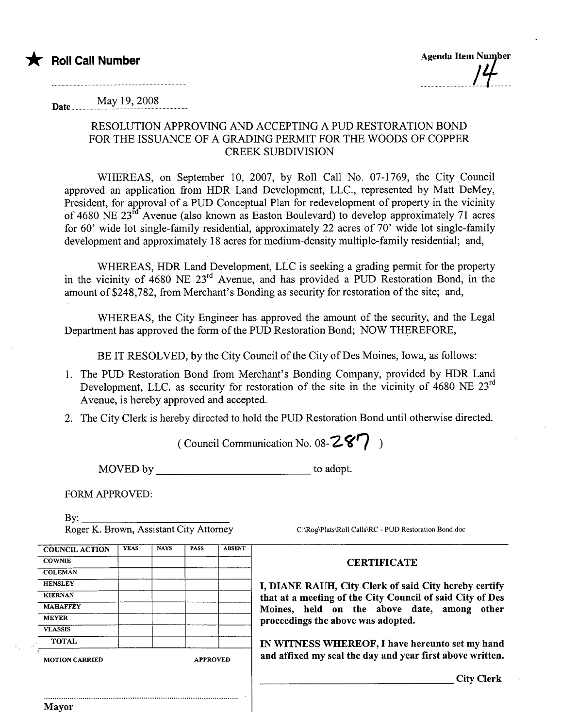★ **Roll Call Number**

**Agenda Item Number** 14

Date May 19, 2008

### RESOLUTION APPROVING AND ACCEPTING A PUD RESTORATION BOND FOR THE ISSUANCE OF A GRADING PERMIT FOR THE WOODS OF COPPER CREEK SUBDIVISION

WHEREAS, on September 10, 2007, by Roll Call No. 07-1769, the City Council approved an application from HDR Land Development, LLC., represented by Matt DeMey, President, for approval of a PUD Conceptual Plan for redevelopment of property in the vicinity of 4680 NE 23rd Avenue (also known as Easton Boulevard) to develop approximately 71 acres for 60' wide lot single-family residential, approximately 22 acres of 70' wide lot single-family development and approximately 18 acres for medium-density multiple-family residential; and,

WHEREAS, HDR Land Development, LLC is seeking a grading permit for the property in the vicinity of 4680 NE 23rd Avenue, and has provided a PUD Restoration Bond, in the amount of $248,782, from Merchant's Bonding as security for restoration of the site; and,

WHEREAS, the City Engineer has approved the amount of the security, and the Legal Department has approved the form of the PUD Restoration Bond; NOW THEREFORE,

BE IT RESOLVED, by the City Council of the City of Des Moines, Iowa, as follows:

1. The PUD Restoration Bond from Merchant's Bonding Company, provided by HDR Land Development, LLC. as security for restoration of the site in the vicinity of 4680 NE 23rd Avenue, is hereby approved and accepted.
2. The City Clerk is hereby directed to hold the PUD Restoration Bond until otherwise directed.

(Council Communication No. 08-287)

MOVED by ____________________ to adopt.

FORM APPROVED:

By: ____________________
Roger K. Brown, Assistant City Attorney

C:\Rog\Plats\Roll Calls\RC - PUD Restoration Bond.doc

| COUNCIL ACTION | YEAS | NAYS | PASS | ABSENT |
|---|---|---|---|---|
| COWNIE | | | | |
| COLEMAN | | | | |
| HENSLEY | | | | |
| KIERNAN | | | | |
| MAHAFFEY | | | | |
| MEYER | | | | |
| VLASSIS | | | | |
| TOTAL | | | | |

MOTION CARRIED APPROVED

..........................................
Mayor

**CERTIFICATE**

**I, DIANE RAUH, City Clerk of said City hereby certify that at a meeting of the City Council of said City of Des Moines, held on the above date, among other proceedings the above was adopted.**

**IN WITNESS WHEREOF, I have hereunto set my hand and affixed my seal the day and year first above written.**

____________________ **City Clerk**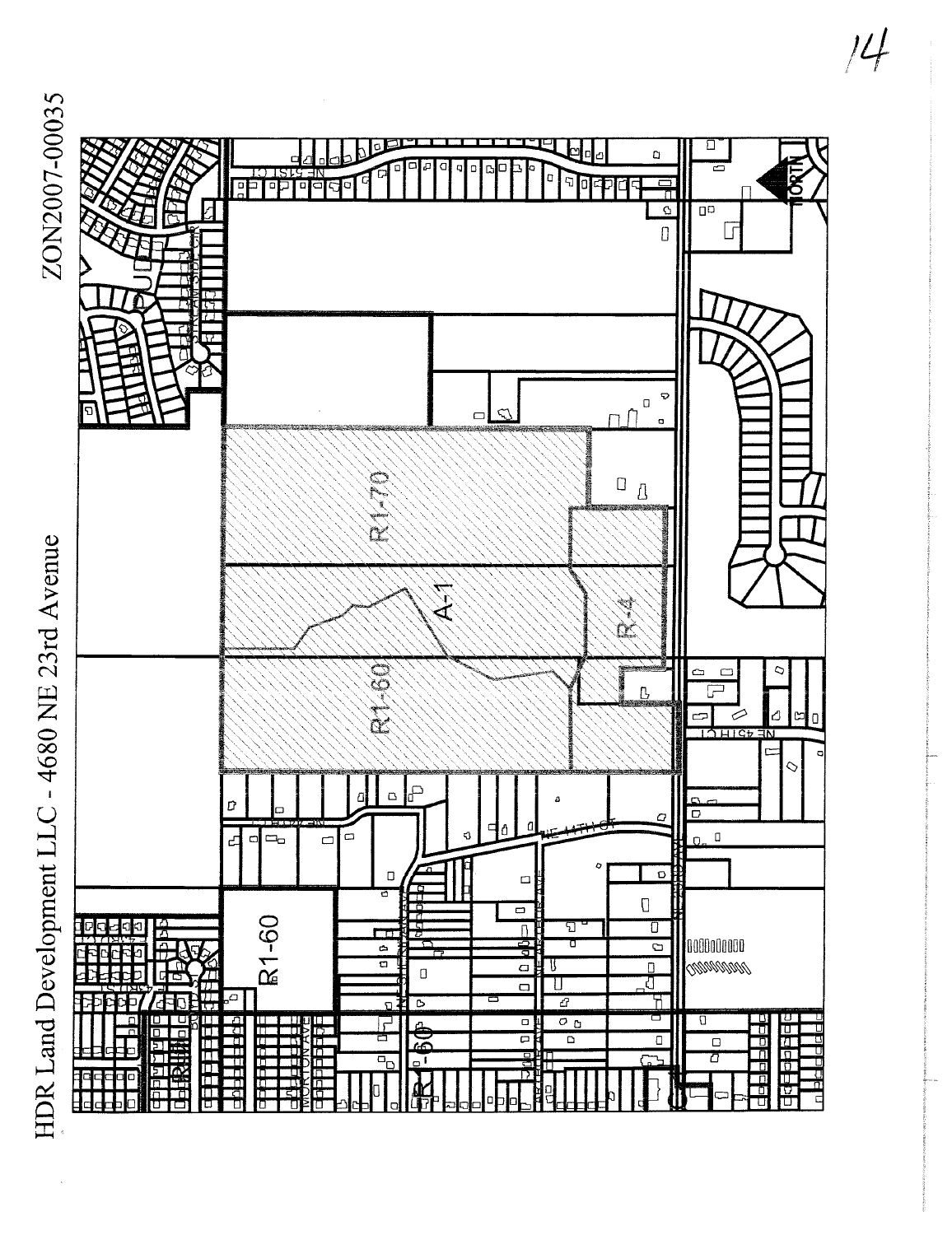HDR Land Development LLC - 4680 NE 23rd Avenue

ZON2007-00035

R1-70

A-1

R-4

R1-60

R1-60

R-60

NORTH